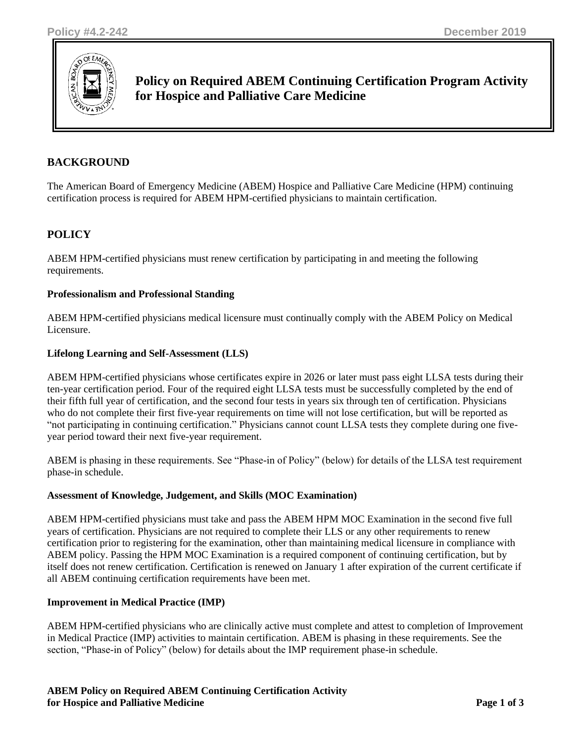# Policy on Required ABEM Continuing Certification Program Activity for Hospice and Palliative Care Medicine

## BACKGROUND

The American Board of Emergency Medicine (ABEM) Hospice and Palliative Care Medicine (HPM) continuing certification process is required for ABEM HPM-certified physicians to maintain certification.

## POLICY

ABEM HPM-certified physicians must renew certification by participating in and meeting the following requirements.

### Professionalism and Professional Standing

ABEM HPM-certified physicians medical licensure must continually comply with the ABEM Policy on Medical Licensure.

### Lifelong Learning and Self-Assessment (LLS)

ABEM HPM-certified physicians whose certificates expire in 2026 or later must pass eight LLSA tests during their ten-year certification period. Four of the required eight LLSA tests must be successfully completed by the end of their fifth full year of certification, and the second four tests in years six through ten of certification. Physicians who do not complete their first five-year requirements on time will not lose certification, but will be reported as "not participating in continuing certification." Physicians cannot count LLSA tests they complete during one five-year period toward their next five-year requirement.

ABEM is phasing in these requirements. See "Phase-in of Policy" (below) for details of the LLSA test requirement phase-in schedule.

### Assessment of Knowledge, Judgement, and Skills (MOC Examination)

ABEM HPM-certified physicians must take and pass the ABEM HPM MOC Examination in the second five full years of certification. Physicians are not required to complete their LLS or any other requirements to renew certification prior to registering for the examination, other than maintaining medical licensure in compliance with ABEM policy. Passing the HPM MOC Examination is a required component of continuing certification, but by itself does not renew certification. Certification is renewed on January 1 after expiration of the current certificate if all ABEM continuing certification requirements have been met.

### Improvement in Medical Practice (IMP)

ABEM HPM-certified physicians who are clinically active must complete and attest to completion of Improvement in Medical Practice (IMP) activities to maintain certification. ABEM is phasing in these requirements. See the section, "Phase-in of Policy" (below) for details about the IMP requirement phase-in schedule.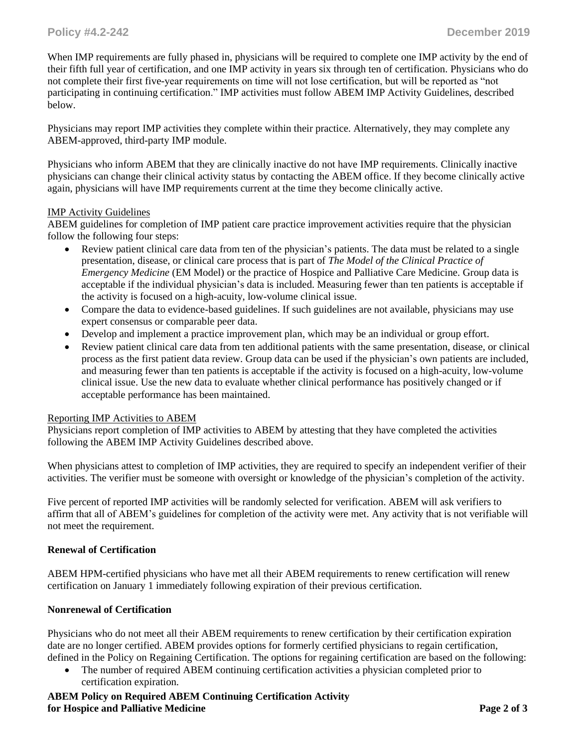When IMP requirements are fully phased in, physicians will be required to complete one IMP activity by the end of their fifth full year of certification, and one IMP activity in years six through ten of certification. Physicians who do not complete their first five-year requirements on time will not lose certification, but will be reported as "not participating in continuing certification." IMP activities must follow ABEM IMP Activity Guidelines, described below.

Physicians may report IMP activities they complete within their practice. Alternatively, they may complete any ABEM-approved, third-party IMP module.

Physicians who inform ABEM that they are clinically inactive do not have IMP requirements. Clinically inactive physicians can change their clinical activity status by contacting the ABEM office. If they become clinically active again, physicians will have IMP requirements current at the time they become clinically active.

IMP Activity Guidelines

ABEM guidelines for completion of IMP patient care practice improvement activities require that the physician follow the following four steps:

- Review patient clinical care data from ten of the physician's patients. The data must be related to a single presentation, disease, or clinical care process that is part of *The Model of the Clinical Practice of Emergency Medicine* (EM Model) or the practice of Hospice and Palliative Care Medicine. Group data is acceptable if the individual physician's data is included. Measuring fewer than ten patients is acceptable if the activity is focused on a high-acuity, low-volume clinical issue.
- Compare the data to evidence-based guidelines. If such guidelines are not available, physicians may use expert consensus or comparable peer data.
- Develop and implement a practice improvement plan, which may be an individual or group effort.
- Review patient clinical care data from ten additional patients with the same presentation, disease, or clinical process as the first patient data review. Group data can be used if the physician's own patients are included, and measuring fewer than ten patients is acceptable if the activity is focused on a high-acuity, low-volume clinical issue. Use the new data to evaluate whether clinical performance has positively changed or if acceptable performance has been maintained.

Reporting IMP Activities to ABEM

Physicians report completion of IMP activities to ABEM by attesting that they have completed the activities following the ABEM IMP Activity Guidelines described above.

When physicians attest to completion of IMP activities, they are required to specify an independent verifier of their activities. The verifier must be someone with oversight or knowledge of the physician's completion of the activity.

Five percent of reported IMP activities will be randomly selected for verification. ABEM will ask verifiers to affirm that all of ABEM's guidelines for completion of the activity were met. Any activity that is not verifiable will not meet the requirement.

**Renewal of Certification**

ABEM HPM-certified physicians who have met all their ABEM requirements to renew certification will renew certification on January 1 immediately following expiration of their previous certification.

**Nonrenewal of Certification**

Physicians who do not meet all their ABEM requirements to renew certification by their certification expiration date are no longer certified. ABEM provides options for formerly certified physicians to regain certification, defined in the Policy on Regaining Certification. The options for regaining certification are based on the following:

- The number of required ABEM continuing certification activities a physician completed prior to certification expiration.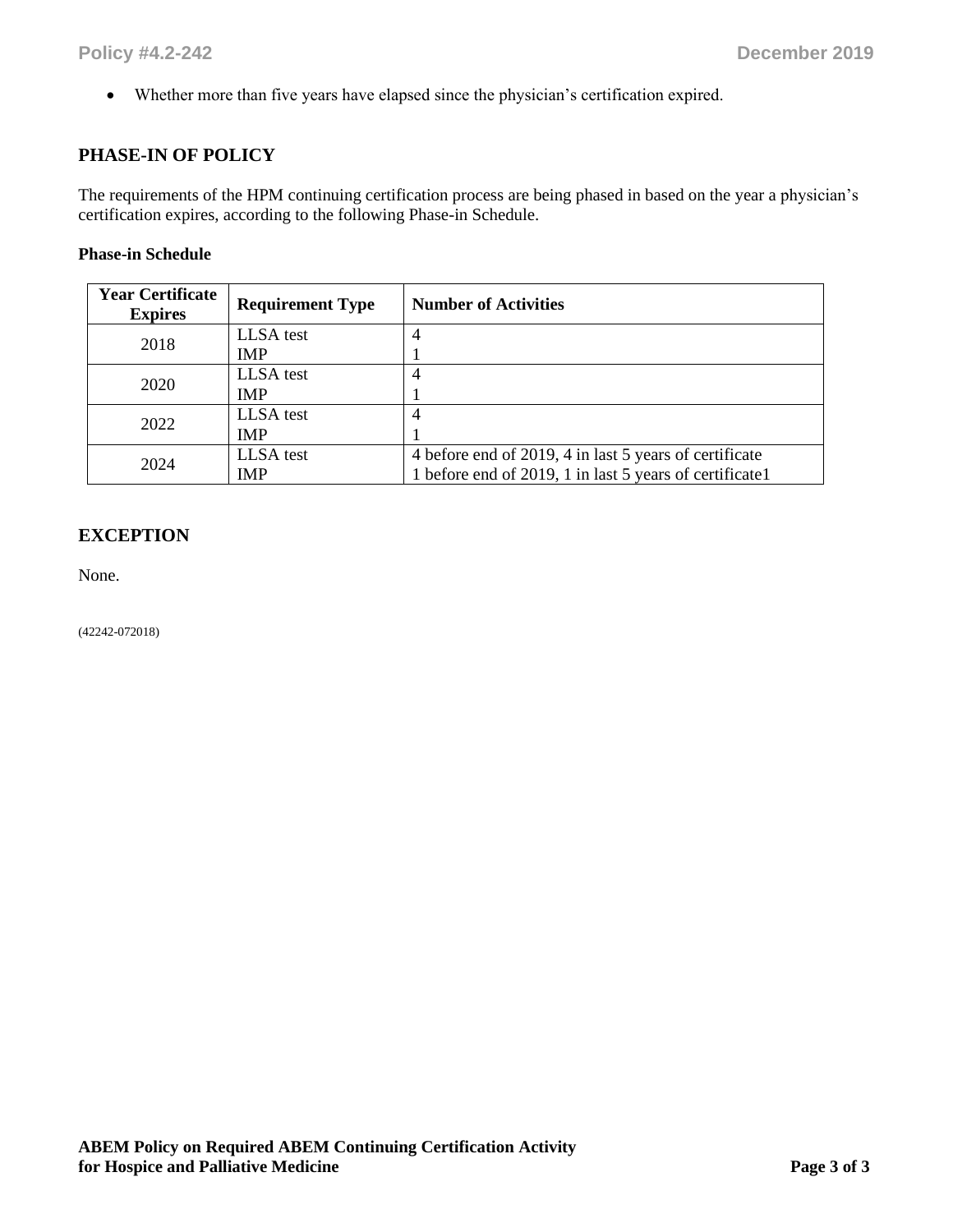- Whether more than five years have elapsed since the physician's certification expired.

## PHASE-IN OF POLICY

The requirements of the HPM continuing certification process are being phased in based on the year a physician's certification expires, according to the following Phase-in Schedule.

**Phase-in Schedule**

| Year Certificate Expires | Requirement Type | Number of Activities |
|---|---|---|
| 2018 | LLSA test<br>IMP | 4<br>1 |
| 2020 | LLSA test<br>IMP | 4<br>1 |
| 2022 | LLSA test<br>IMP | 4<br>1 |
| 2024 | LLSA test<br>IMP | 4 before end of 2019, 4 in last 5 years of certificate<br>1 before end of 2019, 1 in last 5 years of certificate1 |

## EXCEPTION

None.

(42242-072018)